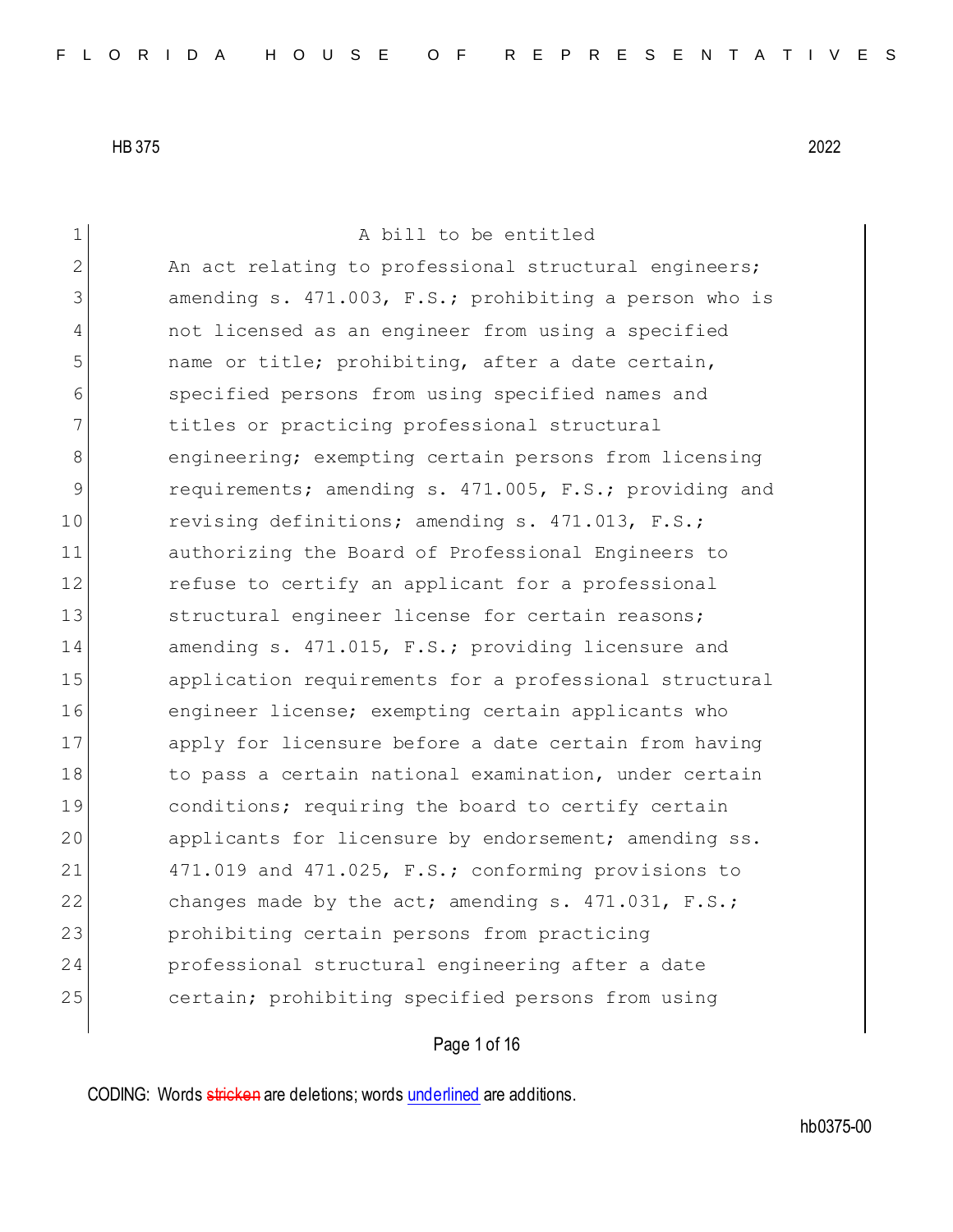A bill to be entitled

An act relating to professional structural engineers; amending s. 471.003, F.S.; prohibiting a person who is not licensed as an engineer from using a specified name or title; prohibiting, after a date certain, specified persons from using specified names and titles or practicing professional structural engineering; exempting certain persons from licensing requirements; amending s. 471.005, F.S.; providing and revising definitions; amending s. 471.013, F.S.; authorizing the Board of Professional Engineers to refuse to certify an applicant for a professional structural engineer license for certain reasons; amending s. 471.015, F.S.; providing licensure and application requirements for a professional structural engineer license; exempting certain applicants who apply for licensure before a date certain from having to pass a certain national examination, under certain conditions; requiring the board to certify certain applicants for licensure by endorsement; amending ss. 471.019 and 471.025, F.S.; conforming provisions to changes made by the act; amending s. 471.031, F.S.; prohibiting certain persons from practicing professional structural engineering after a date certain; prohibiting specified persons from using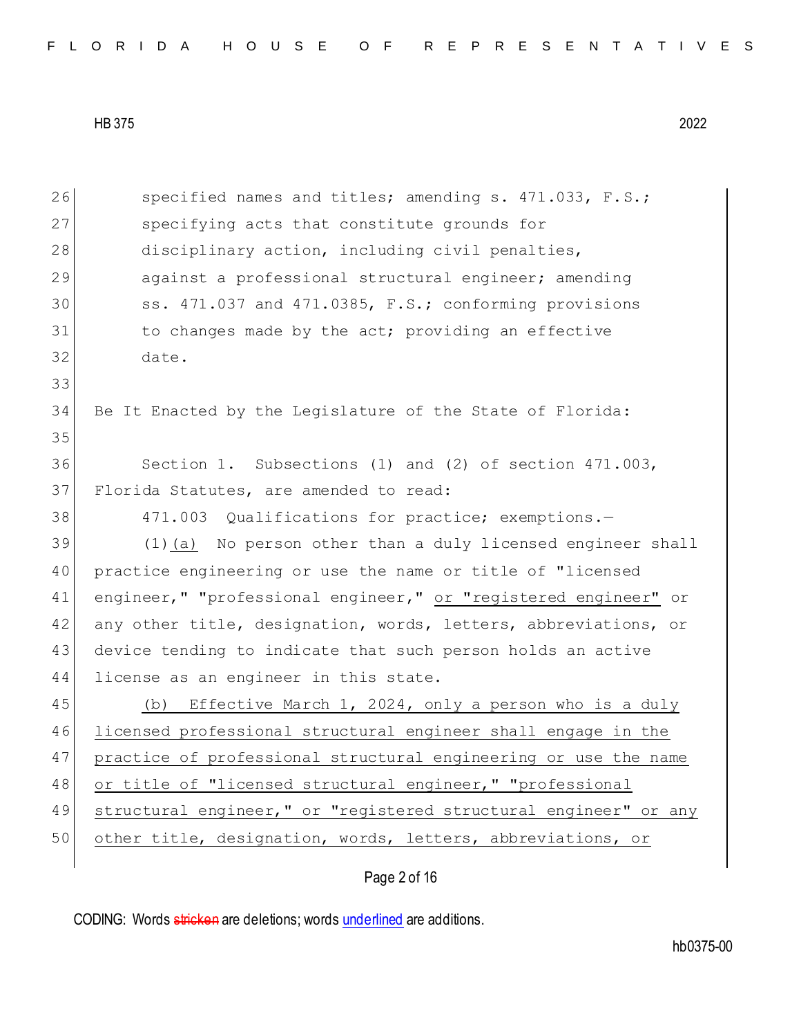specified names and titles; amending s. 471.033, F.S.; specifying acts that constitute grounds for disciplinary action, including civil penalties, against a professional structural engineer; amending ss. 471.037 and 471.0385, F.S.; conforming provisions to changes made by the act; providing an effective date.

Be It Enacted by the Legislature of the State of Florida:

Section 1. Subsections (1) and (2) of section 471.003, Florida Statutes, are amended to read:

471.003 Qualifications for practice; exemptions.—

(1)(a) No person other than a duly licensed engineer shall practice engineering or use the name or title of "licensed engineer," "professional engineer," or "registered engineer" or any other title, designation, words, letters, abbreviations, or device tending to indicate that such person holds an active license as an engineer in this state.

(b) Effective March 1, 2024, only a person who is a duly licensed professional structural engineer shall engage in the practice of professional structural engineering or use the name or title of "licensed structural engineer," "professional structural engineer," or "registered structural engineer" or any other title, designation, words, letters, abbreviations, or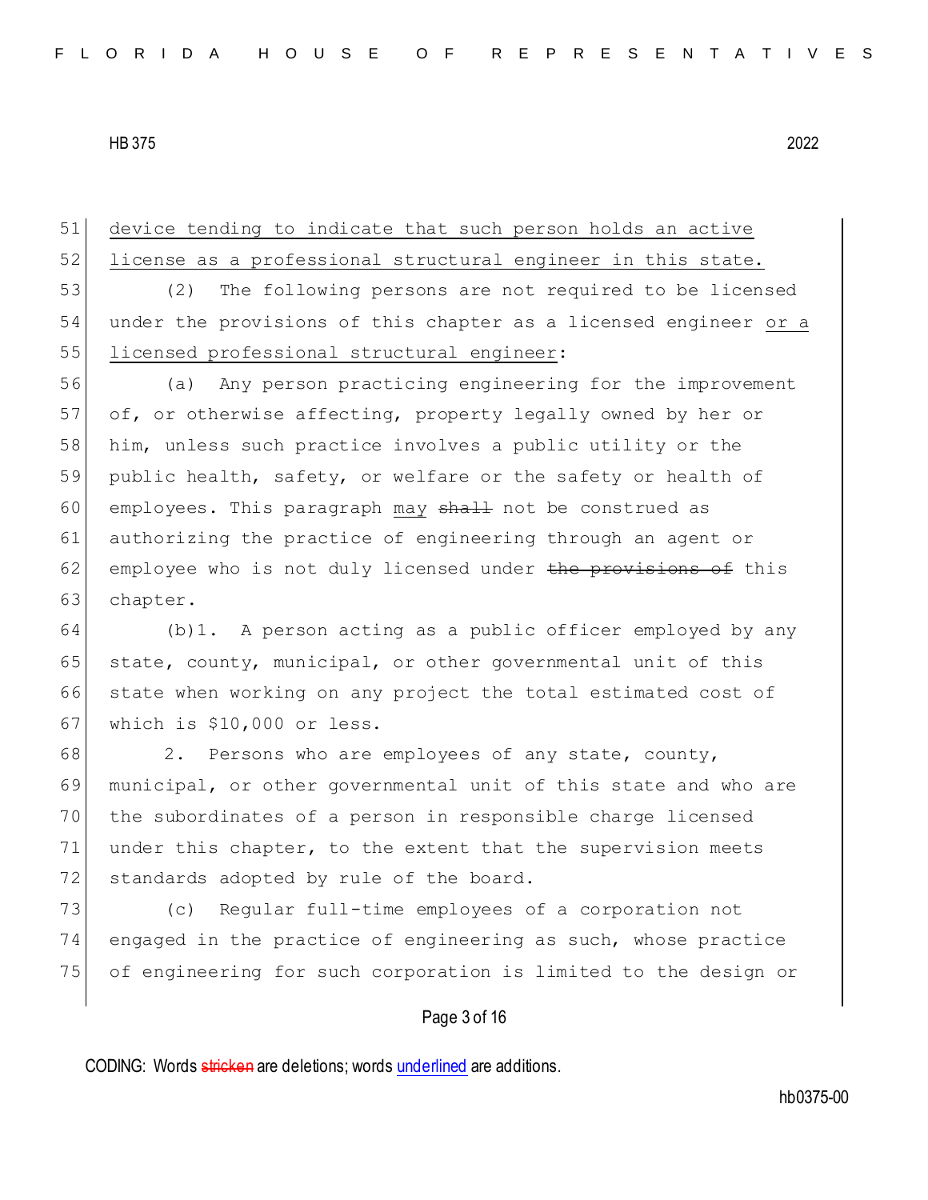device tending to indicate that such person holds an active license as a professional structural engineer in this state.

(2) The following persons are not required to be licensed under the provisions of this chapter as a licensed engineer or a licensed professional structural engineer:

(a) Any person practicing engineering for the improvement of, or otherwise affecting, property legally owned by her or him, unless such practice involves a public utility or the public health, safety, or welfare or the safety or health of employees. This paragraph may ~~shall~~ not be construed as authorizing the practice of engineering through an agent or employee who is not duly licensed under ~~the provisions of~~ this chapter.

(b)1. A person acting as a public officer employed by any state, county, municipal, or other governmental unit of this state when working on any project the total estimated cost of which is $10,000 or less.

2. Persons who are employees of any state, county, municipal, or other governmental unit of this state and who are the subordinates of a person in responsible charge licensed under this chapter, to the extent that the supervision meets standards adopted by rule of the board.

(c) Regular full-time employees of a corporation not engaged in the practice of engineering as such, whose practice of engineering for such corporation is limited to the design or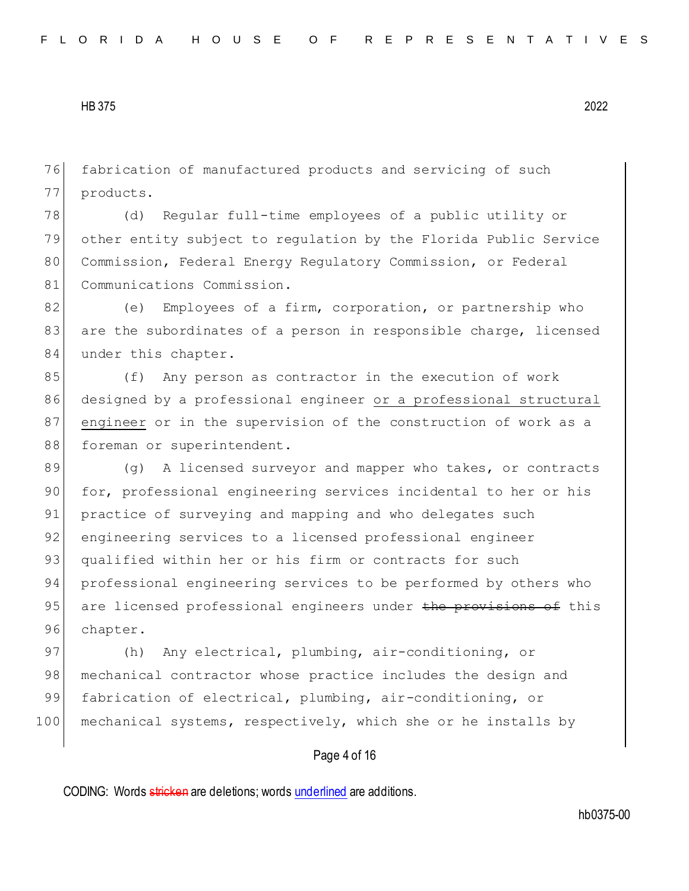fabrication of manufactured products and servicing of such products.

(d) Regular full-time employees of a public utility or other entity subject to regulation by the Florida Public Service Commission, Federal Energy Regulatory Commission, or Federal Communications Commission.

(e) Employees of a firm, corporation, or partnership who are the subordinates of a person in responsible charge, licensed under this chapter.

(f) Any person as contractor in the execution of work designed by a professional engineer <u>or a professional structural engineer</u> or in the supervision of the construction of work as a foreman or superintendent.

(g) A licensed surveyor and mapper who takes, or contracts for, professional engineering services incidental to her or his practice of surveying and mapping and who delegates such engineering services to a licensed professional engineer qualified within her or his firm or contracts for such professional engineering services to be performed by others who are licensed professional engineers under ~~the provisions of~~ this chapter.

(h) Any electrical, plumbing, air-conditioning, or mechanical contractor whose practice includes the design and fabrication of electrical, plumbing, air-conditioning, or mechanical systems, respectively, which she or he installs by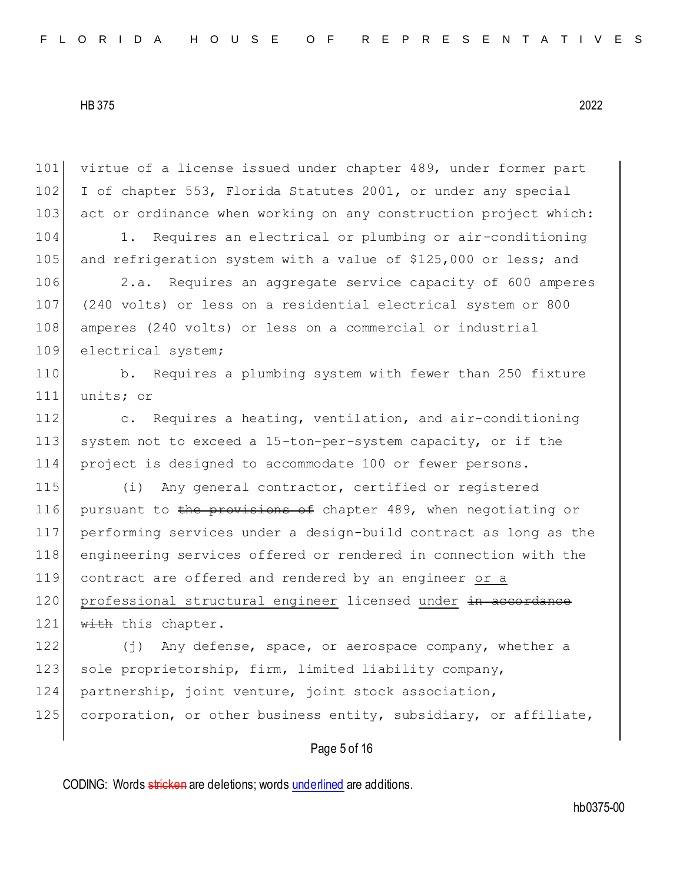virtue of a license issued under chapter 489, under former part I of chapter 553, Florida Statutes 2001, or under any special act or ordinance when working on any construction project which:

1. Requires an electrical or plumbing or air-conditioning and refrigeration system with a value of $125,000 or less; and

2.a. Requires an aggregate service capacity of 600 amperes (240 volts) or less on a residential electrical system or 800 amperes (240 volts) or less on a commercial or industrial electrical system;

b. Requires a plumbing system with fewer than 250 fixture units; or

c. Requires a heating, ventilation, and air-conditioning system not to exceed a 15-ton-per-system capacity, or if the project is designed to accommodate 100 or fewer persons.

(i) Any general contractor, certified or registered pursuant to ~~the provisions of~~ chapter 489, when negotiating or performing services under a design-build contract as long as the engineering services offered or rendered in connection with the contract are offered and rendered by an engineer <u>or a professional structural engineer</u> licensed <u>under</u> ~~in accordance with~~ this chapter.

(j) Any defense, space, or aerospace company, whether a sole proprietorship, firm, limited liability company, partnership, joint venture, joint stock association, corporation, or other business entity, subsidiary, or affiliate,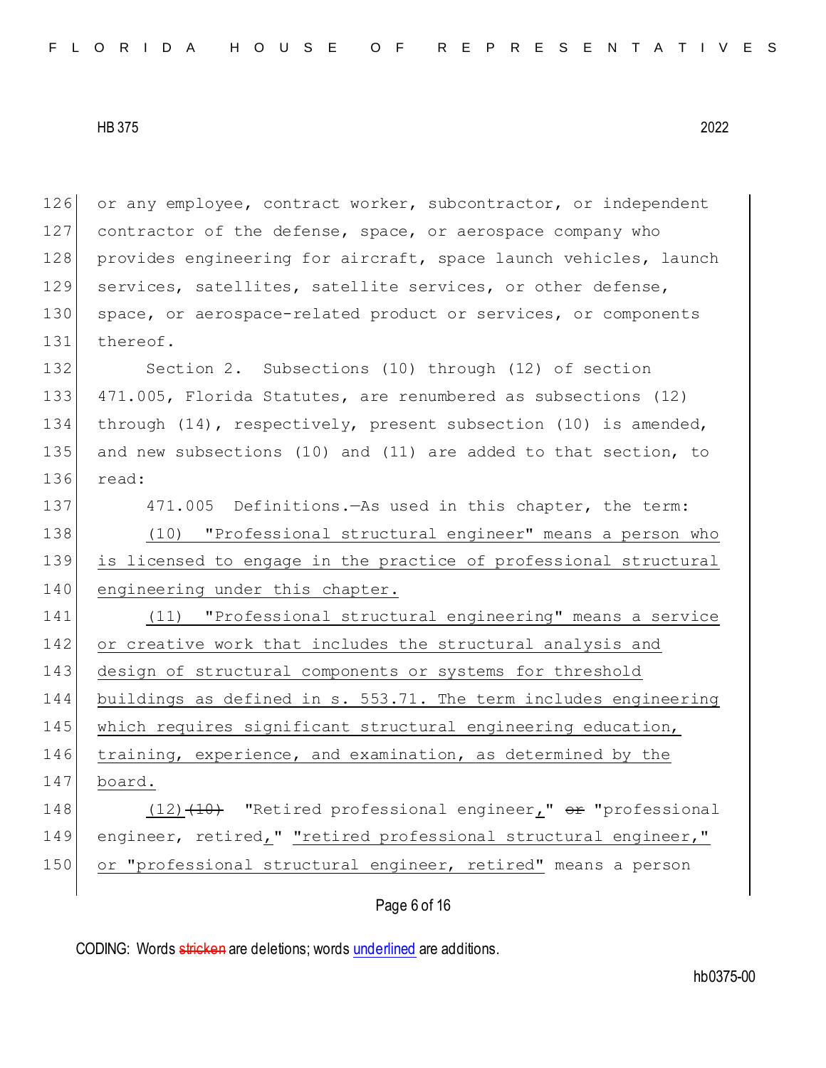or any employee, contract worker, subcontractor, or independent contractor of the defense, space, or aerospace company who provides engineering for aircraft, space launch vehicles, launch services, satellites, satellite services, or other defense, space, or aerospace-related product or services, or components thereof.

Section 2. Subsections (10) through (12) of section 471.005, Florida Statutes, are renumbered as subsections (12) through (14), respectively, present subsection (10) is amended, and new subsections (10) and (11) are added to that section, to read:

471.005 Definitions.—As used in this chapter, the term:

<u>(10) "Professional structural engineer" means a person who is licensed to engage in the practice of professional structural engineering under this chapter.</u>

<u>(11) "Professional structural engineering" means a service or creative work that includes the structural analysis and design of structural components or systems for threshold buildings as defined in s. 553.71. The term includes engineering which requires significant structural engineering education, training, experience, and examination, as determined by the board.</u>

<u>(12)</u>~~(10)~~ "Retired professional engineer<u>,</u>" ~~or~~ "professional engineer, retired<u>,</u>" <u>"retired professional structural engineer,"</u> <u>or "professional structural engineer, retired"</u> means a person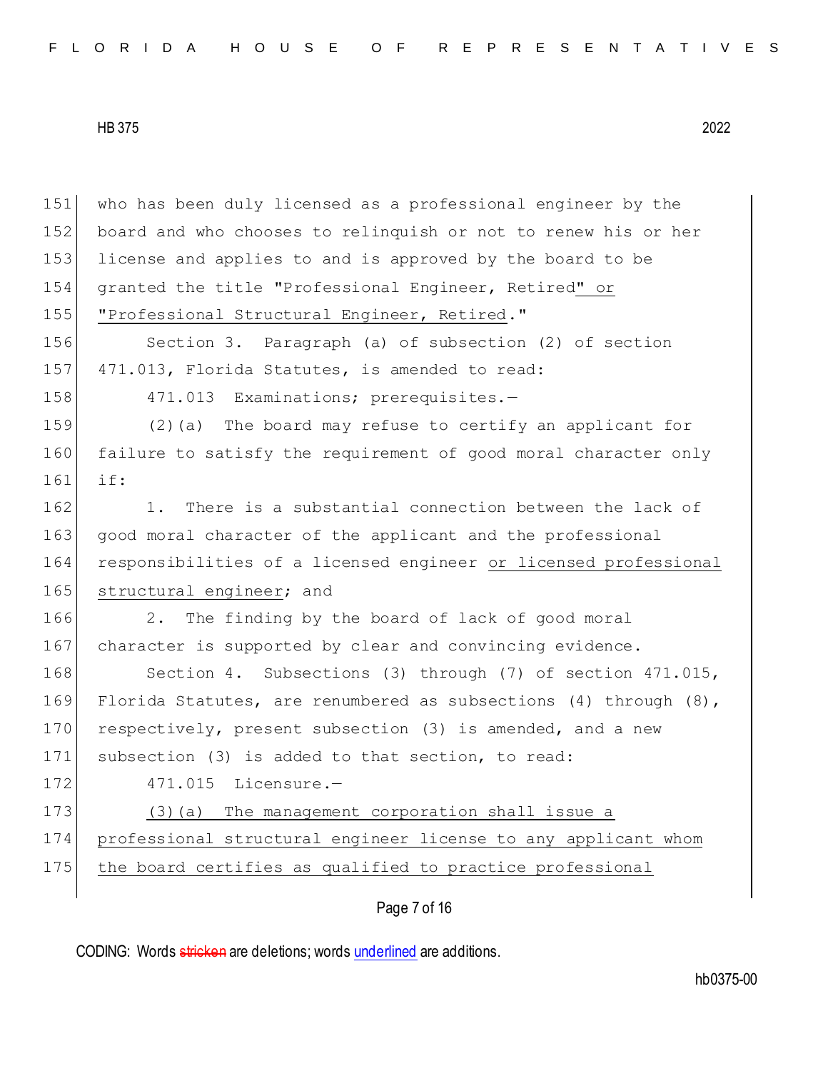who has been duly licensed as a professional engineer by the board and who chooses to relinquish or not to renew his or her license and applies to and is approved by the board to be granted the title "Professional Engineer, Retired" or "Professional Structural Engineer, Retired."

Section 3. Paragraph (a) of subsection (2) of section 471.013, Florida Statutes, is amended to read:

471.013 Examinations; prerequisites.—

(2)(a) The board may refuse to certify an applicant for failure to satisfy the requirement of good moral character only if:

1. There is a substantial connection between the lack of good moral character of the applicant and the professional responsibilities of a licensed engineer or licensed professional structural engineer; and

2. The finding by the board of lack of good moral character is supported by clear and convincing evidence.

Section 4. Subsections (3) through (7) of section 471.015, Florida Statutes, are renumbered as subsections (4) through (8), respectively, present subsection (3) is amended, and a new subsection (3) is added to that section, to read:

471.015 Licensure.—

(3)(a) The management corporation shall issue a professional structural engineer license to any applicant whom the board certifies as qualified to practice professional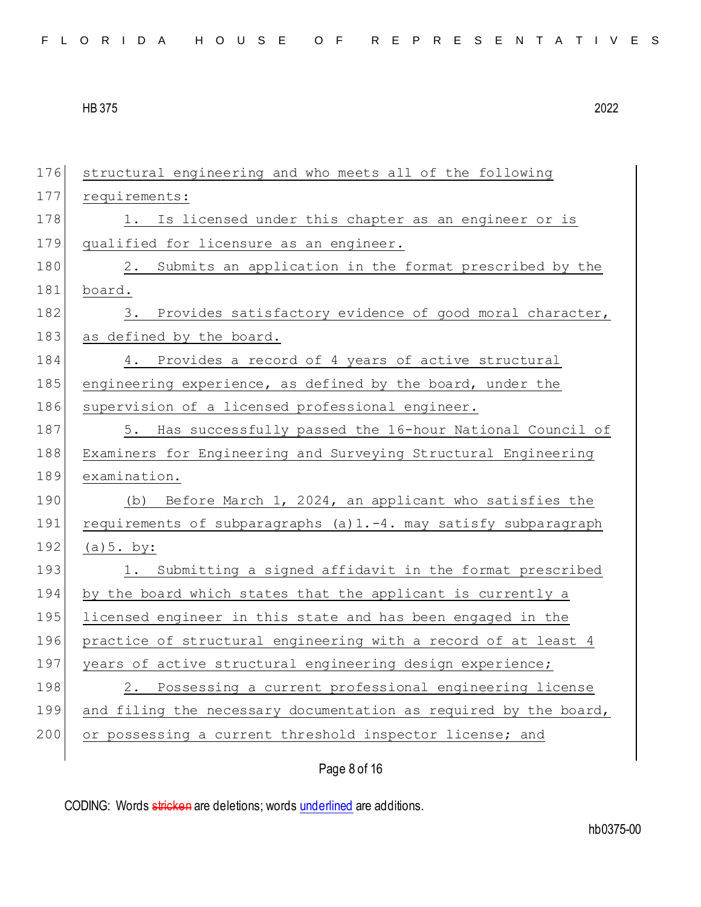structural engineering and who meets all of the following requirements:

1. Is licensed under this chapter as an engineer or is qualified for licensure as an engineer.

2. Submits an application in the format prescribed by the board.

3. Provides satisfactory evidence of good moral character, as defined by the board.

4. Provides a record of 4 years of active structural engineering experience, as defined by the board, under the supervision of a licensed professional engineer.

5. Has successfully passed the 16-hour National Council of Examiners for Engineering and Surveying Structural Engineering examination.

(b) Before March 1, 2024, an applicant who satisfies the requirements of subparagraphs (a)1.-4. may satisfy subparagraph (a)5. by:

1. Submitting a signed affidavit in the format prescribed by the board which states that the applicant is currently a licensed engineer in this state and has been engaged in the practice of structural engineering with a record of at least 4 years of active structural engineering design experience;

2. Possessing a current professional engineering license and filing the necessary documentation as required by the board, or possessing a current threshold inspector license; and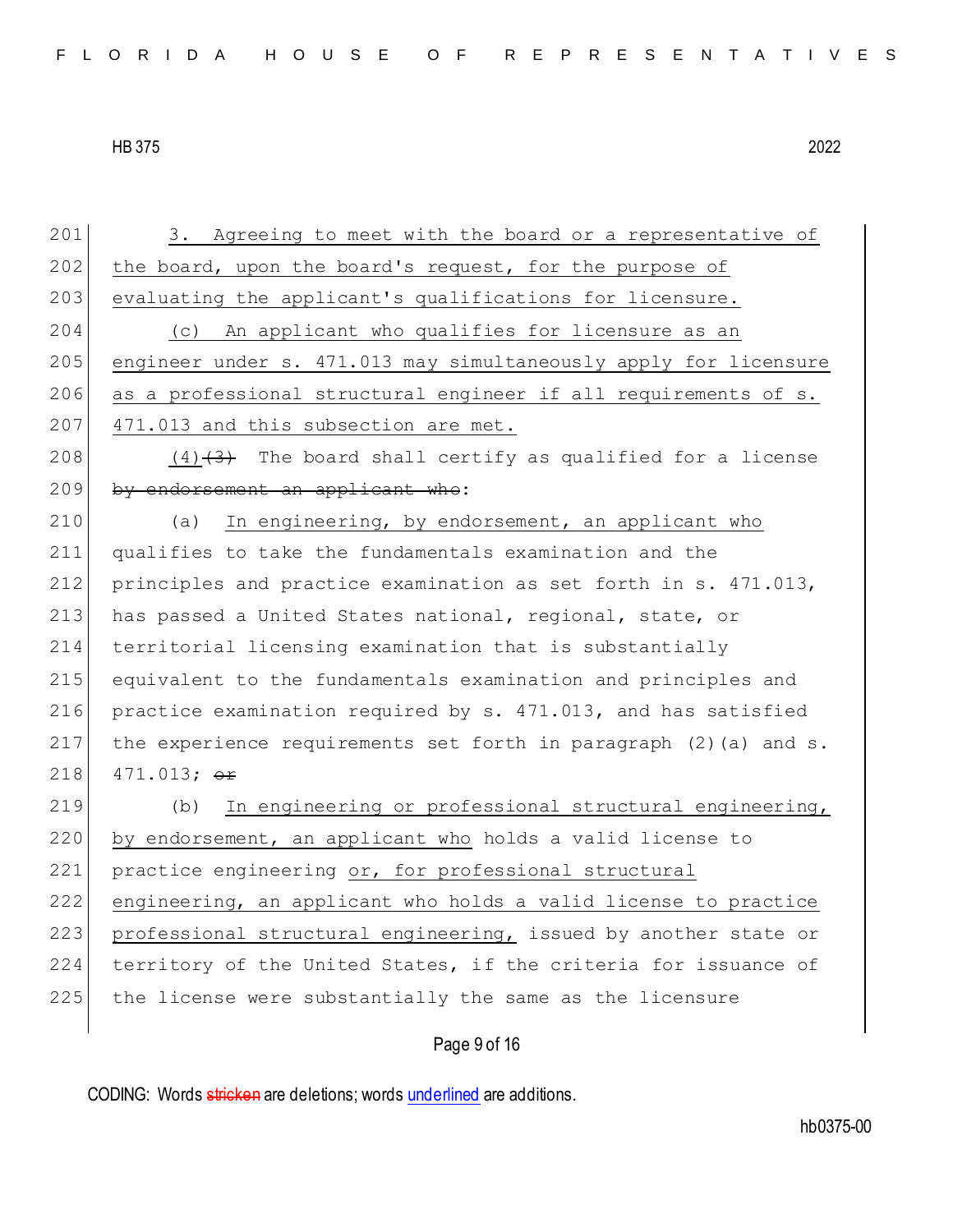201 3. Agreeing to meet with the board or a representative of
202 the board, upon the board's request, for the purpose of
203 evaluating the applicant's qualifications for licensure.
204 (c) An applicant who qualifies for licensure as an
205 engineer under s. 471.013 may simultaneously apply for licensure
206 as a professional structural engineer if all requirements of s.
207 471.013 and this subsection are met.
208 (4)~~(3)~~ The board shall certify as qualified for a license
209 ~~by endorsement an applicant who~~:
210 (a) In engineering, by endorsement, an applicant who
211 qualifies to take the fundamentals examination and the
212 principles and practice examination as set forth in s. 471.013,
213 has passed a United States national, regional, state, or
214 territorial licensing examination that is substantially
215 equivalent to the fundamentals examination and principles and
216 practice examination required by s. 471.013, and has satisfied
217 the experience requirements set forth in paragraph (2)(a) and s.
218 471.013; ~~or~~
219 (b) In engineering or professional structural engineering,
220 by endorsement, an applicant who holds a valid license to
221 practice engineering or, for professional structural
222 engineering, an applicant who holds a valid license to practice
223 professional structural engineering, issued by another state or
224 territory of the United States, if the criteria for issuance of
225 the license were substantially the same as the licensure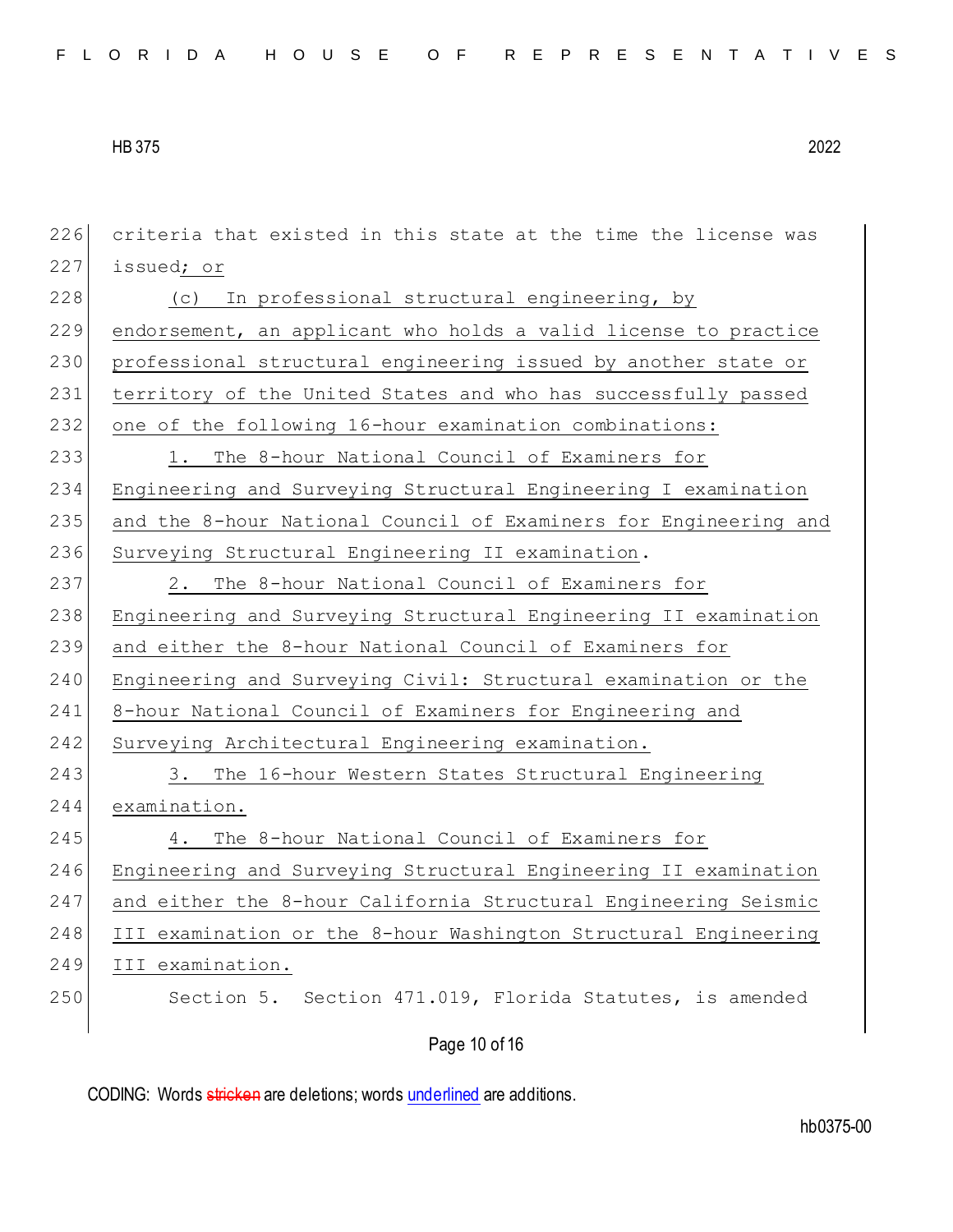criteria that existed in this state at the time the license was issued; or

(c) In professional structural engineering, by endorsement, an applicant who holds a valid license to practice professional structural engineering issued by another state or territory of the United States and who has successfully passed one of the following 16-hour examination combinations:

1. The 8-hour National Council of Examiners for Engineering and Surveying Structural Engineering I examination and the 8-hour National Council of Examiners for Engineering and Surveying Structural Engineering II examination.

2. The 8-hour National Council of Examiners for Engineering and Surveying Structural Engineering II examination and either the 8-hour National Council of Examiners for Engineering and Surveying Civil: Structural examination or the 8-hour National Council of Examiners for Engineering and Surveying Architectural Engineering examination.

3. The 16-hour Western States Structural Engineering examination.

4. The 8-hour National Council of Examiners for Engineering and Surveying Structural Engineering II examination and either the 8-hour California Structural Engineering Seismic III examination or the 8-hour Washington Structural Engineering III examination.

Section 5. Section 471.019, Florida Statutes, is amended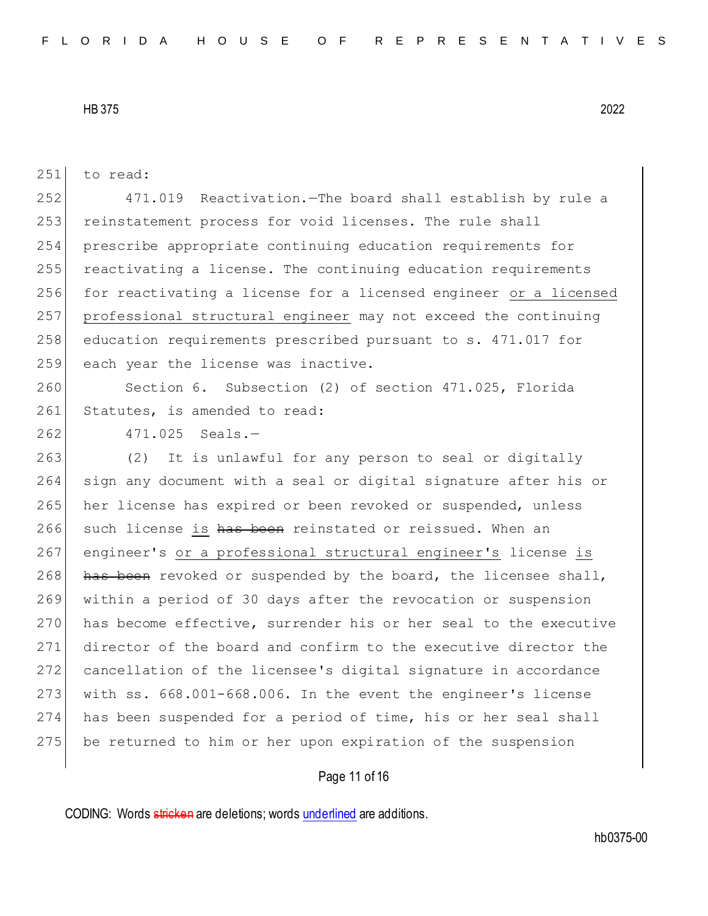to read:

471.019 Reactivation.—The board shall establish by rule a reinstatement process for void licenses. The rule shall prescribe appropriate continuing education requirements for reactivating a license. The continuing education requirements for reactivating a license for a licensed engineer <u>or a licensed professional structural engineer</u> may not exceed the continuing education requirements prescribed pursuant to s. 471.017 for each year the license was inactive.

Section 6. Subsection (2) of section 471.025, Florida Statutes, is amended to read:

471.025 Seals.—

(2) It is unlawful for any person to seal or digitally sign any document with a seal or digital signature after his or her license has expired or been revoked or suspended, unless such license <u>is</u> ~~has been~~ reinstated or reissued. When an engineer's <u>or a professional structural engineer's</u> license <u>is</u> ~~has been~~ revoked or suspended by the board, the licensee shall, within a period of 30 days after the revocation or suspension has become effective, surrender his or her seal to the executive director of the board and confirm to the executive director the cancellation of the licensee's digital signature in accordance with ss. 668.001-668.006. In the event the engineer's license has been suspended for a period of time, his or her seal shall be returned to him or her upon expiration of the suspension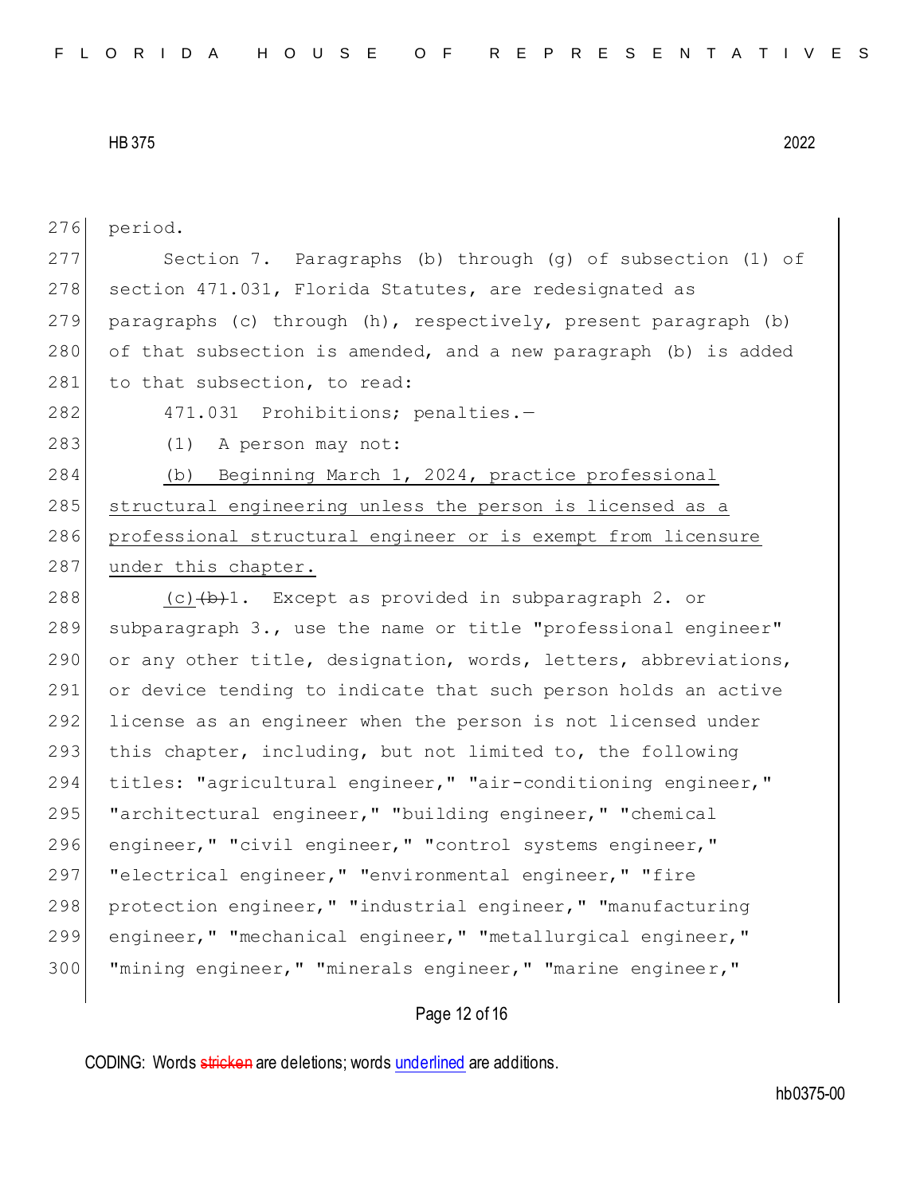period.

Section 7. Paragraphs (b) through (g) of subsection (1) of section 471.031, Florida Statutes, are redesignated as paragraphs (c) through (h), respectively, present paragraph (b) of that subsection is amended, and a new paragraph (b) is added to that subsection, to read:

471.031 Prohibitions; penalties.—

(1) A person may not:

<u>(b) Beginning March 1, 2024, practice professional structural engineering unless the person is licensed as a professional structural engineer or is exempt from licensure under this chapter.</u>

<u>(c)</u>~~(b)~~1. Except as provided in subparagraph 2. or subparagraph 3., use the name or title "professional engineer" or any other title, designation, words, letters, abbreviations, or device tending to indicate that such person holds an active license as an engineer when the person is not licensed under this chapter, including, but not limited to, the following titles: "agricultural engineer," "air-conditioning engineer," "architectural engineer," "building engineer," "chemical engineer," "civil engineer," "control systems engineer," "electrical engineer," "environmental engineer," "fire protection engineer," "industrial engineer," "manufacturing engineer," "mechanical engineer," "metallurgical engineer," "mining engineer," "minerals engineer," "marine engineer,"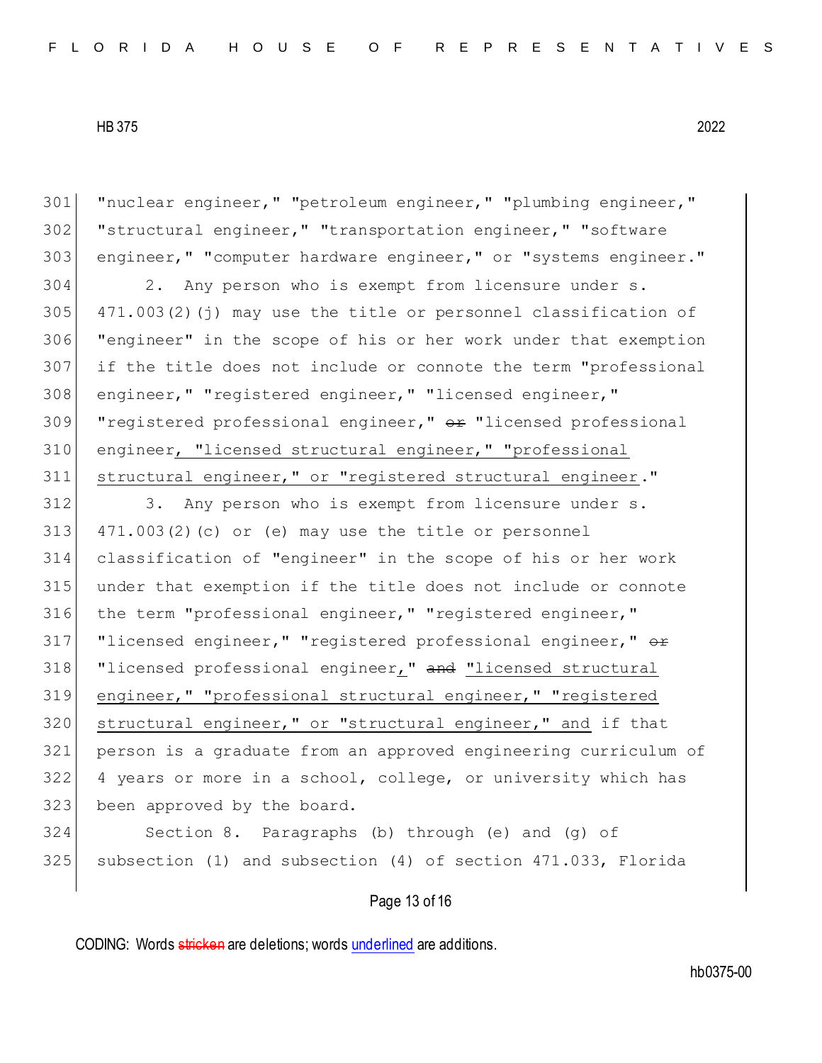301 "nuclear engineer," "petroleum engineer," "plumbing engineer,"
302 "structural engineer," "transportation engineer," "software
303 engineer," "computer hardware engineer," or "systems engineer."

304 2. Any person who is exempt from licensure under s.
305 471.003(2)(j) may use the title or personnel classification of
306 "engineer" in the scope of his or her work under that exemption
307 if the title does not include or connote the term "professional
308 engineer," "registered engineer," "licensed engineer,"
309 "registered professional engineer," ~~or~~ "licensed professional
310 engineer<u>, "licensed structural engineer," "professional</u>
311 <u>structural engineer," or "registered structural engineer</u>."

312 3. Any person who is exempt from licensure under s.
313 471.003(2)(c) or (e) may use the title or personnel
314 classification of "engineer" in the scope of his or her work
315 under that exemption if the title does not include or connote
316 the term "professional engineer," "registered engineer,"
317 "licensed engineer," "registered professional engineer," ~~or~~
318 "licensed professional engineer<u>,</u>" ~~and~~ <u>"licensed structural</u>
319 <u>engineer," "professional structural engineer," "registered</u>
320 <u>structural engineer," or "structural engineer," and</u> if that
321 person is a graduate from an approved engineering curriculum of
322 4 years or more in a school, college, or university which has
323 been approved by the board.

324 Section 8. Paragraphs (b) through (e) and (g) of
325 subsection (1) and subsection (4) of section 471.033, Florida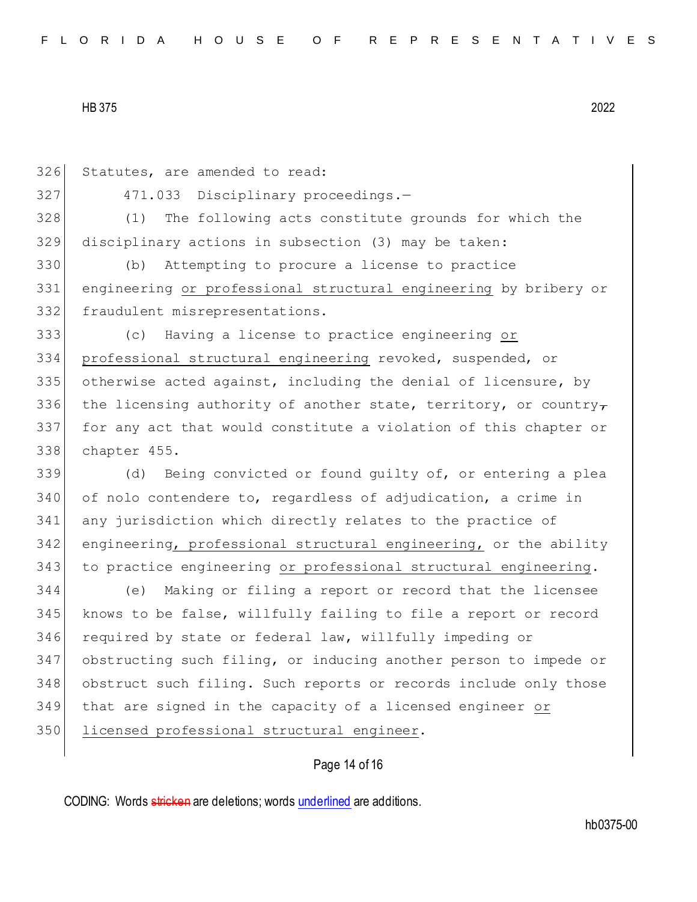Statutes, are amended to read:

471.033 Disciplinary proceedings.—

(1) The following acts constitute grounds for which the disciplinary actions in subsection (3) may be taken:

(b) Attempting to procure a license to practice engineering <u>or professional structural engineering</u> by bribery or fraudulent misrepresentations.

(c) Having a license to practice engineering <u>or professional structural engineering</u> revoked, suspended, or otherwise acted against, including the denial of licensure, by the licensing authority of another state, territory, or country~~,~~ for any act that would constitute a violation of this chapter or chapter 455.

(d) Being convicted or found guilty of, or entering a plea of nolo contendere to, regardless of adjudication, a crime in any jurisdiction which directly relates to the practice of engineering<u>, professional structural engineering,</u> or the ability to practice engineering <u>or professional structural engineering</u>.

(e) Making or filing a report or record that the licensee knows to be false, willfully failing to file a report or record required by state or federal law, willfully impeding or obstructing such filing, or inducing another person to impede or obstruct such filing. Such reports or records include only those that are signed in the capacity of a licensed engineer <u>or licensed professional structural engineer</u>.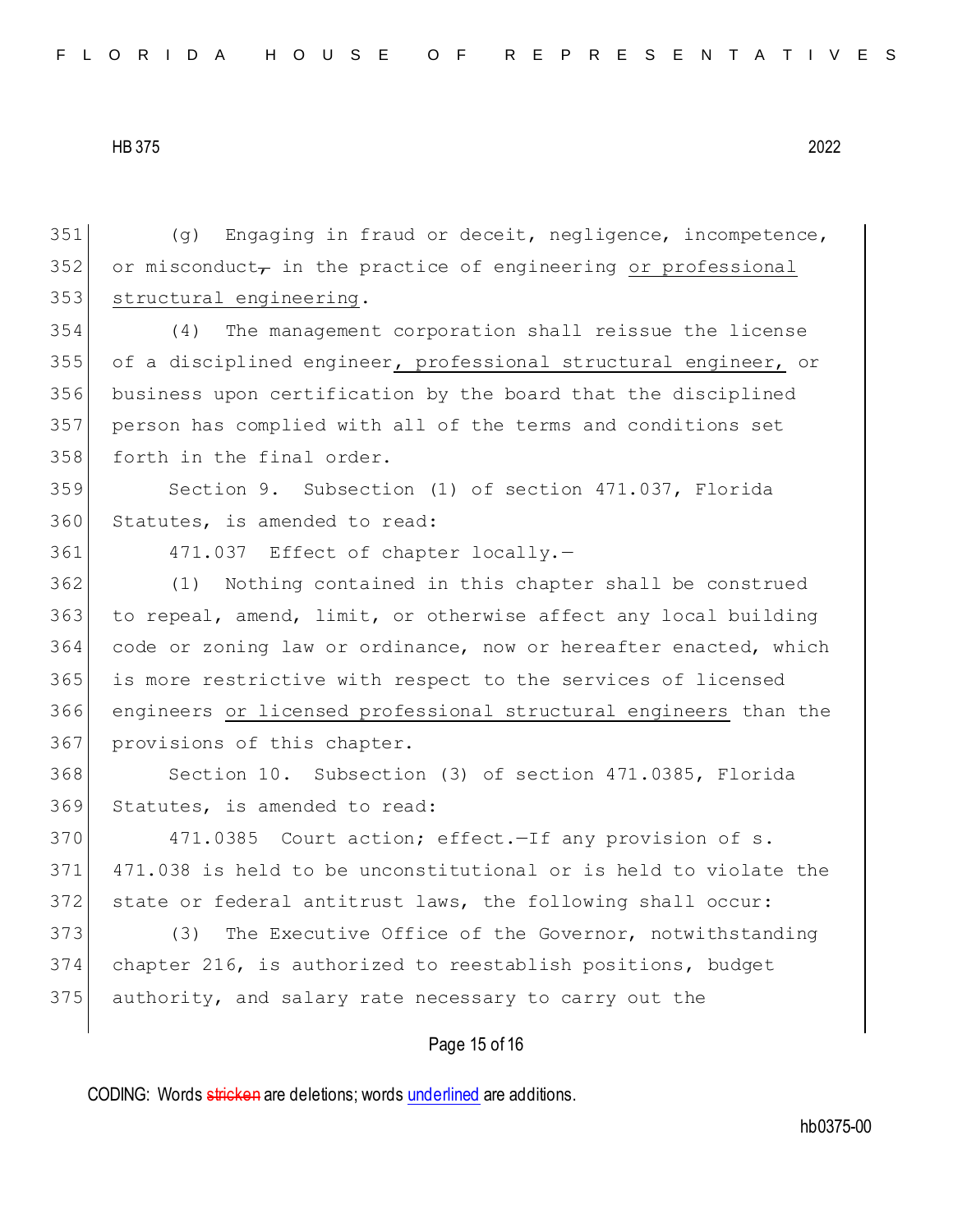351 (g) Engaging in fraud or deceit, negligence, incompetence,
352 or misconduct~~,~~ in the practice of engineering <u>or professional</u>
353 <u>structural engineering</u>.

354 (4) The management corporation shall reissue the license
355 of a disciplined engineer<u>, professional structural engineer,</u> or
356 business upon certification by the board that the disciplined
357 person has complied with all of the terms and conditions set
358 forth in the final order.

359 Section 9. Subsection (1) of section 471.037, Florida
360 Statutes, is amended to read:

361 471.037 Effect of chapter locally.—

362 (1) Nothing contained in this chapter shall be construed
363 to repeal, amend, limit, or otherwise affect any local building
364 code or zoning law or ordinance, now or hereafter enacted, which
365 is more restrictive with respect to the services of licensed
366 engineers <u>or licensed professional structural engineers</u> than the
367 provisions of this chapter.

368 Section 10. Subsection (3) of section 471.0385, Florida
369 Statutes, is amended to read:

370 471.0385 Court action; effect.—If any provision of s.
371 471.038 is held to be unconstitutional or is held to violate the
372 state or federal antitrust laws, the following shall occur:

373 (3) The Executive Office of the Governor, notwithstanding
374 chapter 216, is authorized to reestablish positions, budget
375 authority, and salary rate necessary to carry out the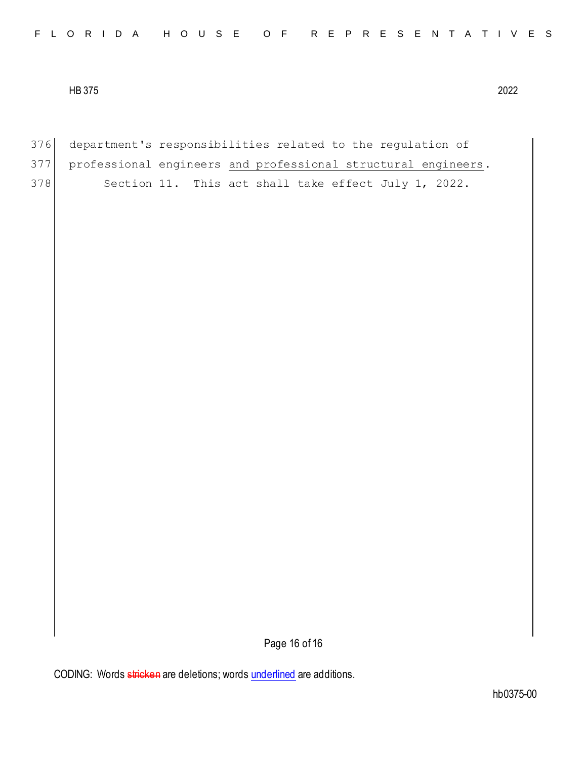376 department's responsibilities related to the regulation of

377 professional engineers <u>and professional structural engineers</u>.

378 Section 11. This act shall take effect July 1, 2022.

CODING: Words ~~stricken~~ are deletions; words <u>underlined</u> are additions.

hb0375-00